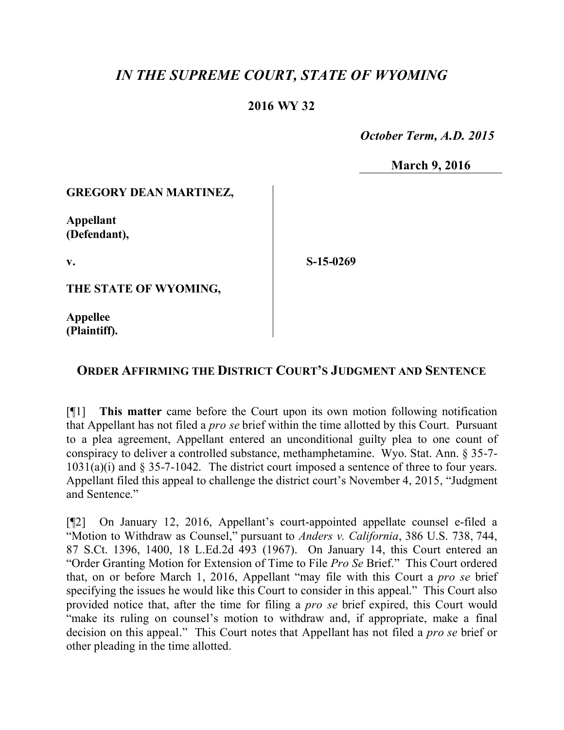# *IN THE SUPREME COURT, STATE OF WYOMING*

**2016 WY 32**

*October Term, A.D. 2015*

**March 9, 2016**

| | |
|---|---|
| **GREGORY DEAN MARTINEZ,**<br><br>**Appellant (Defendant),**<br><br>**v.**<br><br>**THE STATE OF WYOMING,**<br><br>**Appellee (Plaintiff).** | **S-15-0269** |

## ORDER AFFIRMING THE DISTRICT COURT'S JUDGMENT AND SENTENCE

[¶1] **This matter** came before the Court upon its own motion following notification that Appellant has not filed a *pro se* brief within the time allotted by this Court. Pursuant to a plea agreement, Appellant entered an unconditional guilty plea to one count of conspiracy to deliver a controlled substance, methamphetamine. Wyo. Stat. Ann. § 35-7-1031(a)(i) and § 35-7-1042. The district court imposed a sentence of three to four years. Appellant filed this appeal to challenge the district court's November 4, 2015, "Judgment and Sentence."

[¶2] On January 12, 2016, Appellant's court-appointed appellate counsel e-filed a "Motion to Withdraw as Counsel," pursuant to *Anders v. California*, 386 U.S. 738, 744, 87 S.Ct. 1396, 1400, 18 L.Ed.2d 493 (1967). On January 14, this Court entered an "Order Granting Motion for Extension of Time to File *Pro Se* Brief." This Court ordered that, on or before March 1, 2016, Appellant "may file with this Court a *pro se* brief specifying the issues he would like this Court to consider in this appeal." This Court also provided notice that, after the time for filing a *pro se* brief expired, this Court would "make its ruling on counsel's motion to withdraw and, if appropriate, make a final decision on this appeal." This Court notes that Appellant has not filed a *pro se* brief or other pleading in the time allotted.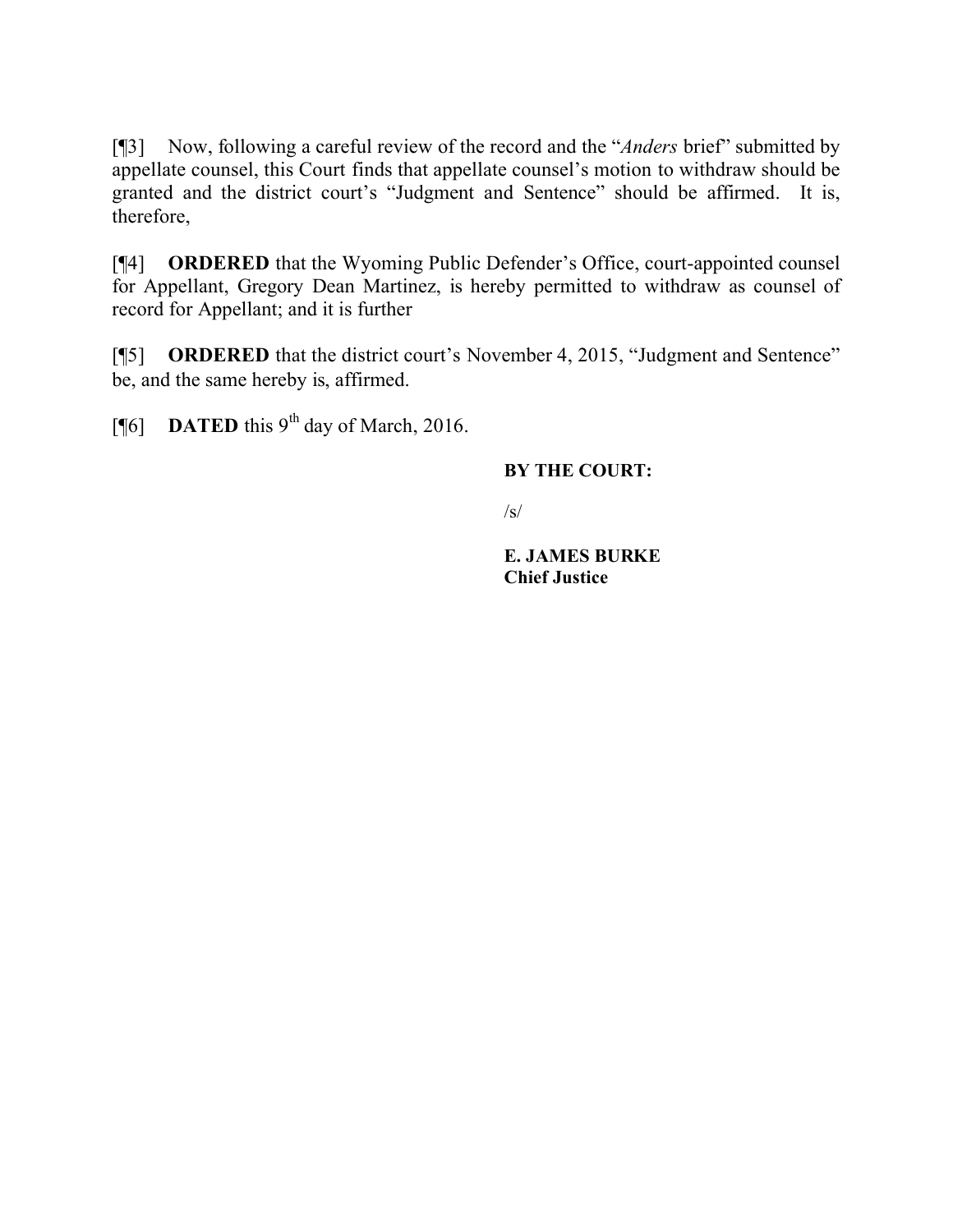[¶3] Now, following a careful review of the record and the "*Anders* brief" submitted by appellate counsel, this Court finds that appellate counsel's motion to withdraw should be granted and the district court's "Judgment and Sentence" should be affirmed. It is, therefore,

[¶4] **ORDERED** that the Wyoming Public Defender's Office, court-appointed counsel for Appellant, Gregory Dean Martinez, is hereby permitted to withdraw as counsel of record for Appellant; and it is further

[¶5] **ORDERED** that the district court's November 4, 2015, "Judgment and Sentence" be, and the same hereby is, affirmed.

[¶6] **DATED** this 9th day of March, 2016.

**BY THE COURT:**

/s/

**E. JAMES BURKE**
**Chief Justice**